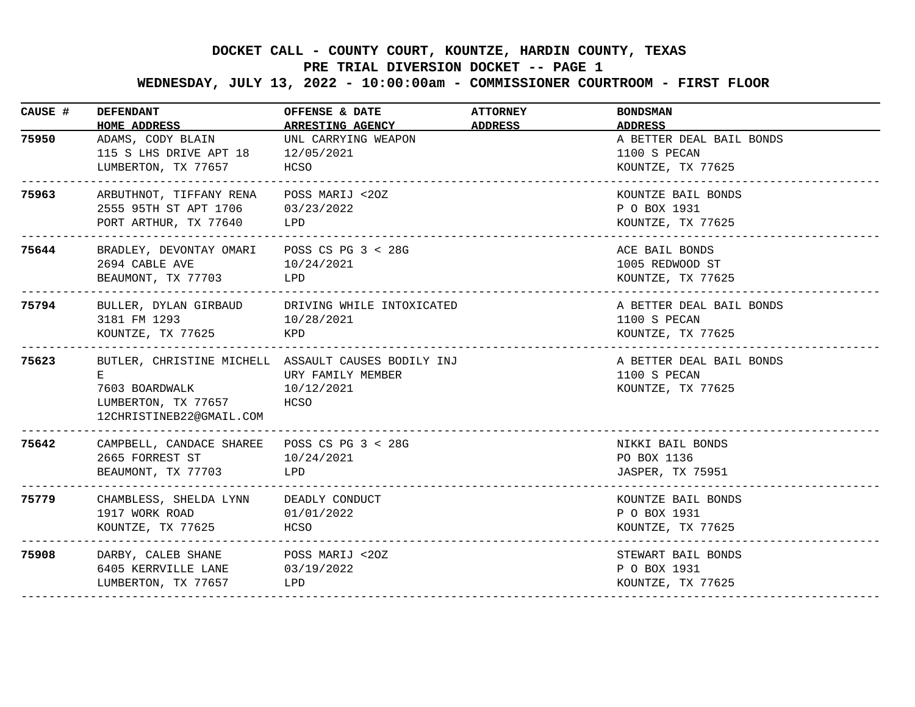# DOCKET CALL - COUNTY COURT, KOUNTZE, HARDIN COUNTY, TEXAS
## PRE TRIAL DIVERSION DOCKET -- PAGE 1
## WEDNESDAY, JULY 13, 2022 - 10:00:00am - COMMISSIONER COURTROOM - FIRST FLOOR

| CAUSE # | DEFENDANT<br>HOME ADDRESS | OFFENSE & DATE<br>ARRESTING AGENCY | ATTORNEY<br>ADDRESS | BONDSMAN<br>ADDRESS |
|---|---|---|---|---|
| **75950** | ADAMS, CODY BLAIN<br>115 S LHS DRIVE APT 18<br>LUMBERTON, TX 77657 | UNL CARRYING WEAPON<br>12/05/2021<br>HCSO | | A BETTER DEAL BAIL BONDS<br>1100 S PECAN<br>KOUNTZE, TX 77625 |
| **75963** | ARBUTHNOT, TIFFANY RENA<br>2555 95TH ST APT 1706<br>PORT ARTHUR, TX 77640 | POSS MARIJ <2OZ<br>03/23/2022<br>LPD | | KOUNTZE BAIL BONDS<br>P O BOX 1931<br>KOUNTZE, TX 77625 |
| **75644** | BRADLEY, DEVONTAY OMARI<br>2694 CABLE AVE<br>BEAUMONT, TX 77703 | POSS CS PG 3 < 28G<br>10/24/2021<br>LPD | | ACE BAIL BONDS<br>1005 REDWOOD ST<br>KOUNTZE, TX 77625 |
| **75794** | BULLER, DYLAN GIRBAUD<br>3181 FM 1293<br>KOUNTZE, TX 77625 | DRIVING WHILE INTOXICATED<br>10/28/2021<br>KPD | | A BETTER DEAL BAIL BONDS<br>1100 S PECAN<br>KOUNTZE, TX 77625 |
| **75623** | BUTLER, CHRISTINE MICHELL<br>E<br>7603 BOARDWALK<br>LUMBERTON, TX 77657<br>12CHRISTINEB22@GMAIL.COM | ASSAULT CAUSES BODILY INJ<br>URY FAMILY MEMBER<br>10/12/2021<br>HCSO | | A BETTER DEAL BAIL BONDS<br>1100 S PECAN<br>KOUNTZE, TX 77625 |
| **75642** | CAMPBELL, CANDACE SHAREE<br>2665 FORREST ST<br>BEAUMONT, TX 77703 | POSS CS PG 3 < 28G<br>10/24/2021<br>LPD | | NIKKI BAIL BONDS<br>PO BOX 1136<br>JASPER, TX 75951 |
| **75779** | CHAMBLESS, SHELDA LYNN<br>1917 WORK ROAD<br>KOUNTZE, TX 77625 | DEADLY CONDUCT<br>01/01/2022<br>HCSO | | KOUNTZE BAIL BONDS<br>P O BOX 1931<br>KOUNTZE, TX 77625 |
| **75908** | DARBY, CALEB SHANE<br>6405 KERRVILLE LANE<br>LUMBERTON, TX 77657 | POSS MARIJ <2OZ<br>03/19/2022<br>LPD | | STEWART BAIL BONDS<br>P O BOX 1931<br>KOUNTZE, TX 77625 |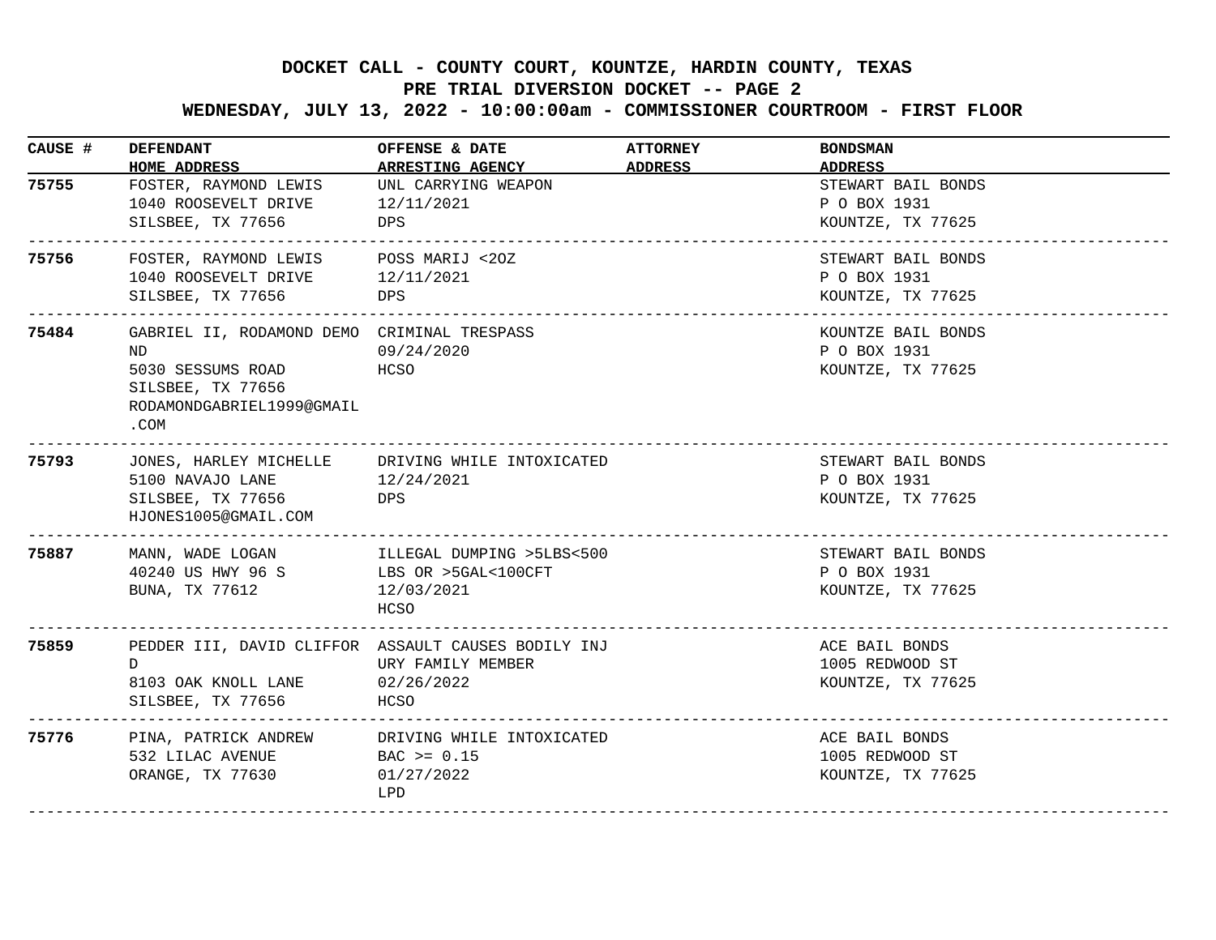**DOCKET CALL - COUNTY COURT, KOUNTZE, HARDIN COUNTY, TEXAS**
**PRE TRIAL DIVERSION DOCKET -- PAGE 2**
**WEDNESDAY, JULY 13, 2022 - 10:00:00am - COMMISSIONER COURTROOM - FIRST FLOOR**

| CAUSE # | DEFENDANT<br>HOME ADDRESS | OFFENSE & DATE<br>ARRESTING AGENCY | ATTORNEY<br>ADDRESS | BONDSMAN<br>ADDRESS |
|---|---|---|---|---|
| **75755** | FOSTER, RAYMOND LEWIS<br>1040 ROOSEVELT DRIVE<br>SILSBEE, TX 77656 | UNL CARRYING WEAPON<br>12/11/2021<br>DPS | | STEWART BAIL BONDS<br>P O BOX 1931<br>KOUNTZE, TX 77625 |
| **75756** | FOSTER, RAYMOND LEWIS<br>1040 ROOSEVELT DRIVE<br>SILSBEE, TX 77656 | POSS MARIJ <2OZ<br>12/11/2021<br>DPS | | STEWART BAIL BONDS<br>P O BOX 1931<br>KOUNTZE, TX 77625 |
| **75484** | GABRIEL II, RODAMOND DEMOND<br>5030 SESSUMS ROAD<br>SILSBEE, TX 77656<br>RODAMONDGABRIEL1999@GMAIL.COM | CRIMINAL TRESPASS<br>09/24/2020<br>HCSO | | KOUNTZE BAIL BONDS<br>P O BOX 1931<br>KOUNTZE, TX 77625 |
| **75793** | JONES, HARLEY MICHELLE<br>5100 NAVAJO LANE<br>SILSBEE, TX 77656<br>HJONES1005@GMAIL.COM | DRIVING WHILE INTOXICATED<br>12/24/2021<br>DPS | | STEWART BAIL BONDS<br>P O BOX 1931<br>KOUNTZE, TX 77625 |
| **75887** | MANN, WADE LOGAN<br>40240 US HWY 96 S<br>BUNA, TX 77612 | ILLEGAL DUMPING >5LBS<500 LBS OR >5GAL<100CFT<br>12/03/2021<br>HCSO | | STEWART BAIL BONDS<br>P O BOX 1931<br>KOUNTZE, TX 77625 |
| **75859** | PEDDER III, DAVID CLIFFORD<br>8103 OAK KNOLL LANE<br>SILSBEE, TX 77656 | ASSAULT CAUSES BODILY INJURY FAMILY MEMBER<br>02/26/2022<br>HCSO | | ACE BAIL BONDS<br>1005 REDWOOD ST<br>KOUNTZE, TX 77625 |
| **75776** | PINA, PATRICK ANDREW<br>532 LILAC AVENUE<br>ORANGE, TX 77630 | DRIVING WHILE INTOXICATED BAC >= 0.15<br>01/27/2022<br>LPD | | ACE BAIL BONDS<br>1005 REDWOOD ST<br>KOUNTZE, TX 77625 |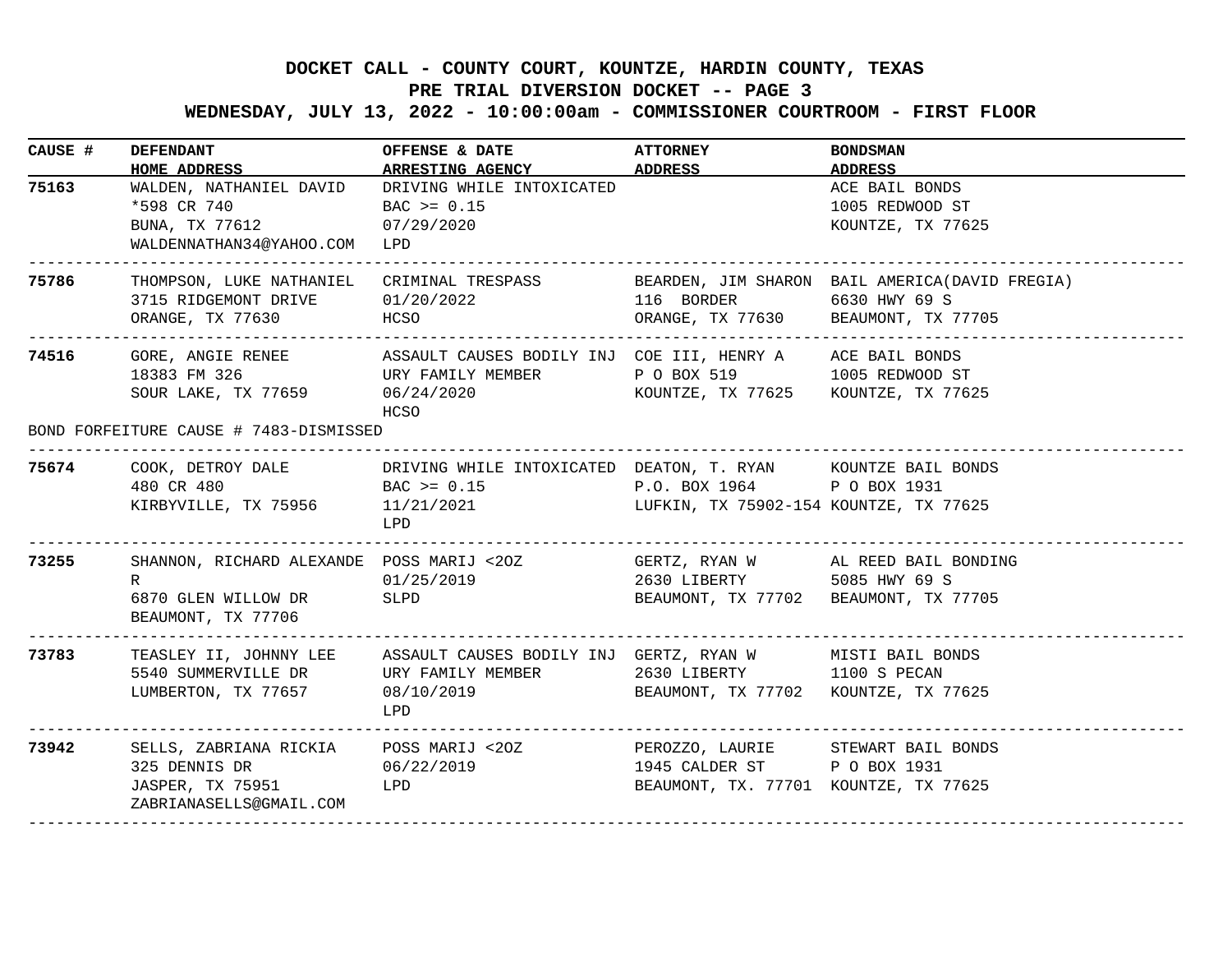**DOCKET CALL - COUNTY COURT, KOUNTZE, HARDIN COUNTY, TEXAS**
**PRE TRIAL DIVERSION DOCKET -- PAGE 3**
**WEDNESDAY, JULY 13, 2022 - 10:00:00am - COMMISSIONER COURTROOM - FIRST FLOOR**

| CAUSE # | DEFENDANT<br>HOME ADDRESS | OFFENSE & DATE<br>ARRESTING AGENCY | ATTORNEY<br>ADDRESS | BONDSMAN<br>ADDRESS |
|---|---|---|---|---|
| **75163** | WALDEN, NATHANIEL DAVID<br>*598 CR 740<br>BUNA, TX 77612<br>WALDENNATHAN34@YAHOO.COM | DRIVING WHILE INTOXICATED<br>BAC >= 0.15<br>07/29/2020<br>LPD | | ACE BAIL BONDS<br>1005 REDWOOD ST<br>KOUNTZE, TX 77625 |
| **75786** | THOMPSON, LUKE NATHANIEL<br>3715 RIDGEMONT DRIVE<br>ORANGE, TX 77630 | CRIMINAL TRESPASS<br>01/20/2022<br>HCSO | BEARDEN, JIM SHARON<br>116 BORDER<br>ORANGE, TX 77630 | BAIL AMERICA(DAVID FREGIA)<br>6630 HWY 69 S<br>BEAUMONT, TX 77705 |
| **74516** | GORE, ANGIE RENEE<br>18383 FM 326<br>SOUR LAKE, TX 77659 | ASSAULT CAUSES BODILY INJ<br>URY FAMILY MEMBER<br>06/24/2020<br>HCSO | COE III, HENRY A<br>P O BOX 519<br>KOUNTZE, TX 77625 | ACE BAIL BONDS<br>1005 REDWOOD ST<br>KOUNTZE, TX 77625 |
| BOND FORFEITURE CAUSE # 7483-DISMISSED | | | | |
| **75674** | COOK, DETROY DALE<br>480 CR 480<br>KIRBYVILLE, TX 75956 | DRIVING WHILE INTOXICATED<br>BAC >= 0.15<br>11/21/2021<br>LPD | DEATON, T. RYAN<br>P.O. BOX 1964<br>LUFKIN, TX 75902-154 | KOUNTZE BAIL BONDS<br>P O BOX 1931<br>KOUNTZE, TX 77625 |
| **73255** | SHANNON, RICHARD ALEXANDE<br>R<br>6870 GLEN WILLOW DR<br>BEAUMONT, TX 77706 | POSS MARIJ <2OZ<br>01/25/2019<br>SLPD | GERTZ, RYAN W<br>2630 LIBERTY<br>BEAUMONT, TX 77702 | AL REED BAIL BONDING<br>5085 HWY 69 S<br>BEAUMONT, TX 77705 |
| **73783** | TEASLEY II, JOHNNY LEE<br>5540 SUMMERVILLE DR<br>LUMBERTON, TX 77657 | ASSAULT CAUSES BODILY INJ<br>URY FAMILY MEMBER<br>08/10/2019<br>LPD | GERTZ, RYAN W<br>2630 LIBERTY<br>BEAUMONT, TX 77702 | MISTI BAIL BONDS<br>1100 S PECAN<br>KOUNTZE, TX 77625 |
| **73942** | SELLS, ZABRIANA RICKIA<br>325 DENNIS DR<br>JASPER, TX 75951<br>ZABRIANASELLS@GMAIL.COM | POSS MARIJ <2OZ<br>06/22/2019<br>LPD | PEROZZO, LAURIE<br>1945 CALDER ST<br>BEAUMONT, TX. 77701 | STEWART BAIL BONDS<br>P O BOX 1931<br>KOUNTZE, TX 77625 |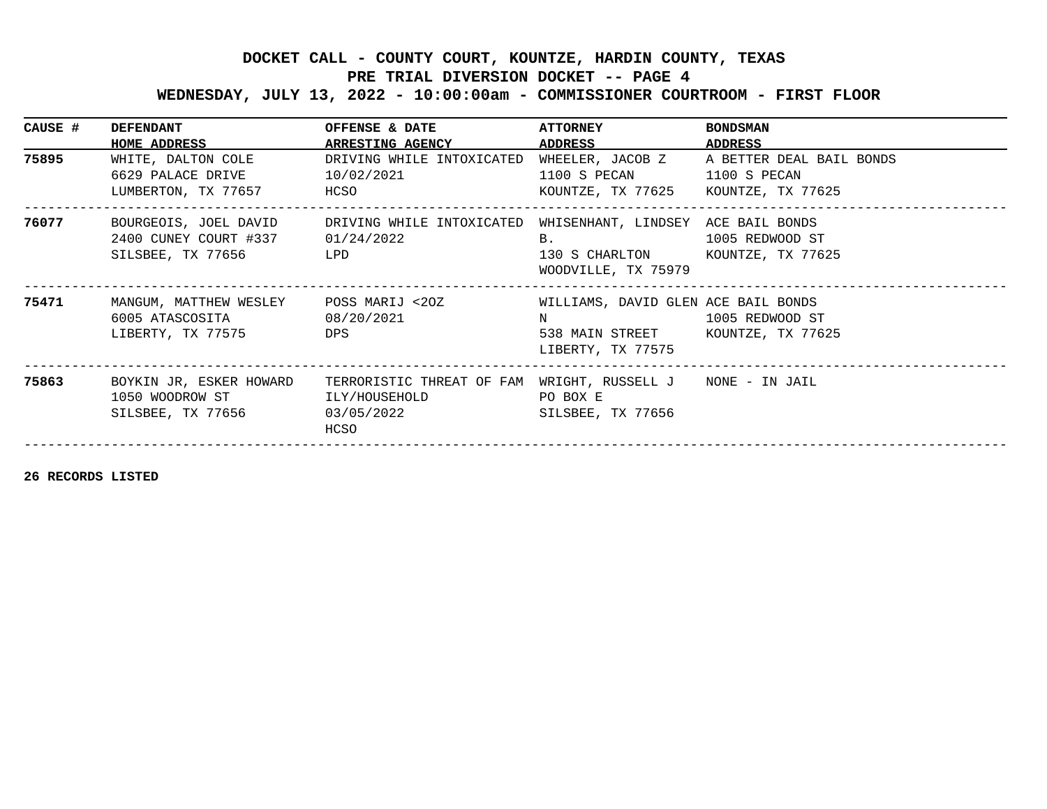# DOCKET CALL - COUNTY COURT, KOUNTZE, HARDIN COUNTY, TEXAS

## PRE TRIAL DIVERSION DOCKET -- PAGE 4

## WEDNESDAY, JULY 13, 2022 - 10:00:00am - COMMISSIONER COURTROOM - FIRST FLOOR

| CAUSE # | DEFENDANT<br>HOME ADDRESS | OFFENSE & DATE<br>ARRESTING AGENCY | ATTORNEY<br>ADDRESS | BONDSMAN<br>ADDRESS |
|---|---|---|---|---|
| **75895** | WHITE, DALTON COLE<br>6629 PALACE DRIVE<br>LUMBERTON, TX 77657 | DRIVING WHILE INTOXICATED<br>10/02/2021<br>HCSO | WHEELER, JACOB Z<br>1100 S PECAN<br>KOUNTZE, TX 77625 | A BETTER DEAL BAIL BONDS<br>1100 S PECAN<br>KOUNTZE, TX 77625 |
| **76077** | BOURGEOIS, JOEL DAVID<br>2400 CUNEY COURT #337<br>SILSBEE, TX 77656 | DRIVING WHILE INTOXICATED<br>01/24/2022<br>LPD | WHISENHANT, LINDSEY B.<br>130 S CHARLTON<br>WOODVILLE, TX 75979 | ACE BAIL BONDS<br>1005 REDWOOD ST<br>KOUNTZE, TX 77625 |
| **75471** | MANGUM, MATTHEW WESLEY<br>6005 ATASCOSITA<br>LIBERTY, TX 77575 | POSS MARIJ <2OZ<br>08/20/2021<br>DPS | WILLIAMS, DAVID GLEN N<br>538 MAIN STREET<br>LIBERTY, TX 77575 | ACE BAIL BONDS<br>1005 REDWOOD ST<br>KOUNTZE, TX 77625 |
| **75863** | BOYKIN JR, ESKER HOWARD<br>1050 WOODROW ST<br>SILSBEE, TX 77656 | TERRORISTIC THREAT OF FAMILY/HOUSEHOLD<br>03/05/2022<br>HCSO | WRIGHT, RUSSELL J<br>PO BOX E<br>SILSBEE, TX 77656 | NONE - IN JAIL |

**26 RECORDS LISTED**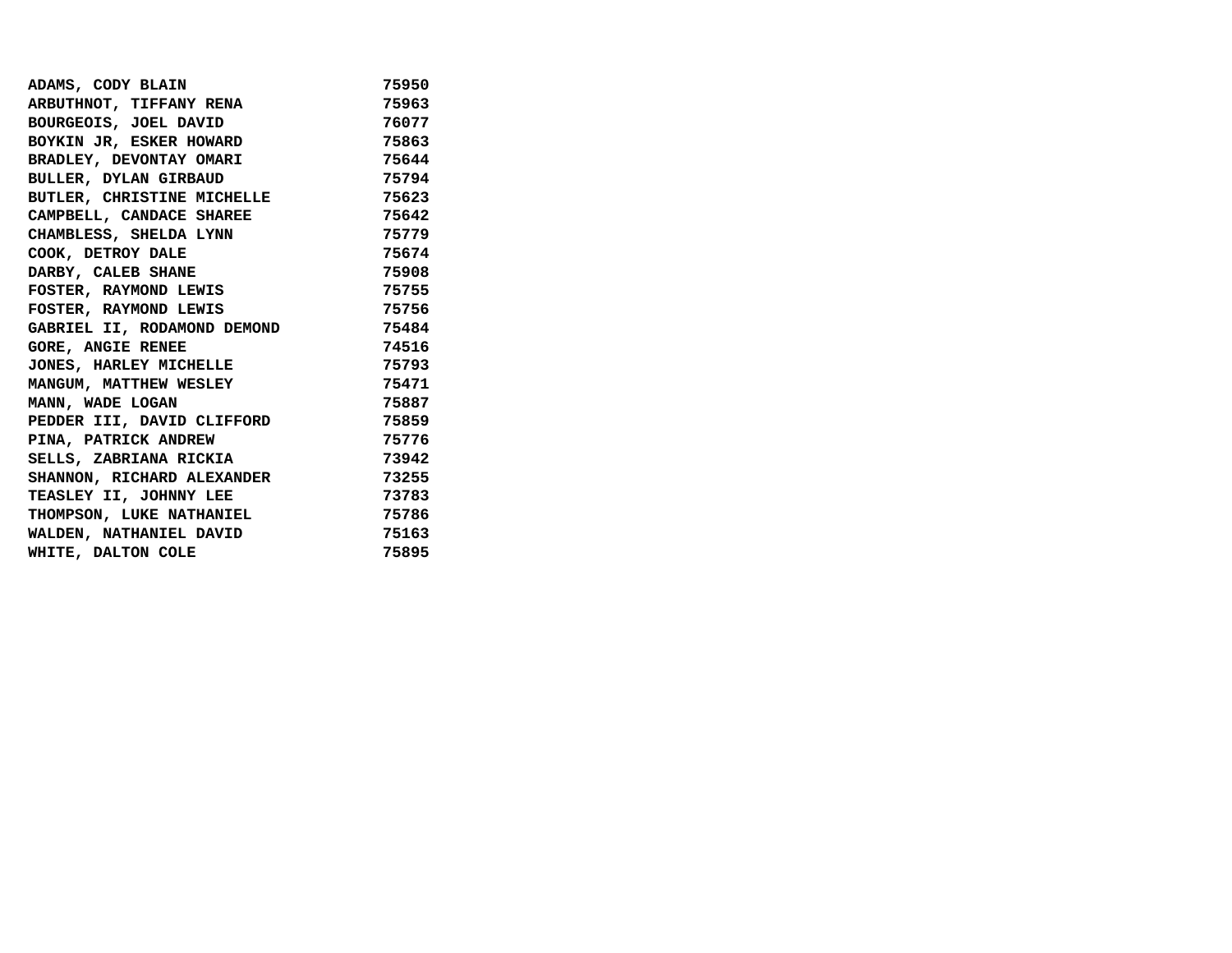| | |
|---|---|
| ADAMS, CODY BLAIN | 75950 |
| ARBUTHNOT, TIFFANY RENA | 75963 |
| BOURGEOIS, JOEL DAVID | 76077 |
| BOYKIN JR, ESKER HOWARD | 75863 |
| BRADLEY, DEVONTAY OMARI | 75644 |
| BULLER, DYLAN GIRBAUD | 75794 |
| BUTLER, CHRISTINE MICHELLE | 75623 |
| CAMPBELL, CANDACE SHAREE | 75642 |
| CHAMBLESS, SHELDA LYNN | 75779 |
| COOK, DETROY DALE | 75674 |
| DARBY, CALEB SHANE | 75908 |
| FOSTER, RAYMOND LEWIS | 75755 |
| FOSTER, RAYMOND LEWIS | 75756 |
| GABRIEL II, RODAMOND DEMOND | 75484 |
| GORE, ANGIE RENEE | 74516 |
| JONES, HARLEY MICHELLE | 75793 |
| MANGUM, MATTHEW WESLEY | 75471 |
| MANN, WADE LOGAN | 75887 |
| PEDDER III, DAVID CLIFFORD | 75859 |
| PINA, PATRICK ANDREW | 75776 |
| SELLS, ZABRIANA RICKIA | 73942 |
| SHANNON, RICHARD ALEXANDER | 73255 |
| TEASLEY II, JOHNNY LEE | 73783 |
| THOMPSON, LUKE NATHANIEL | 75786 |
| WALDEN, NATHANIEL DAVID | 75163 |
| WHITE, DALTON COLE | 75895 |